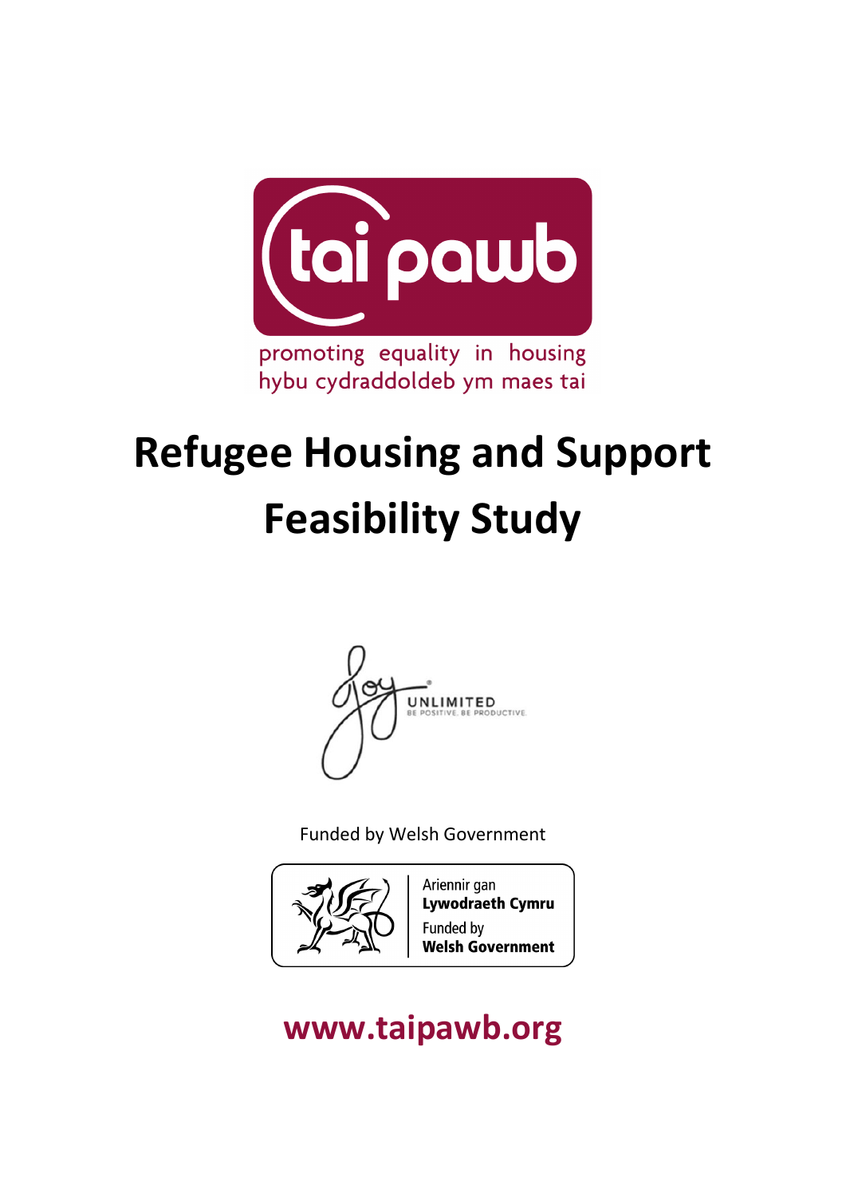tai pawb

promoting equality in housing
hybu cydraddoldeb ym maes tai

# Refugee Housing and Support Feasibility Study

Joy UNLIMITED
BE POSITIVE. BE PRODUCTIVE.

Funded by Welsh Government

Ariennir gan **Lywodraeth Cymru**
Funded by **Welsh Government**

**www.taipawb.org**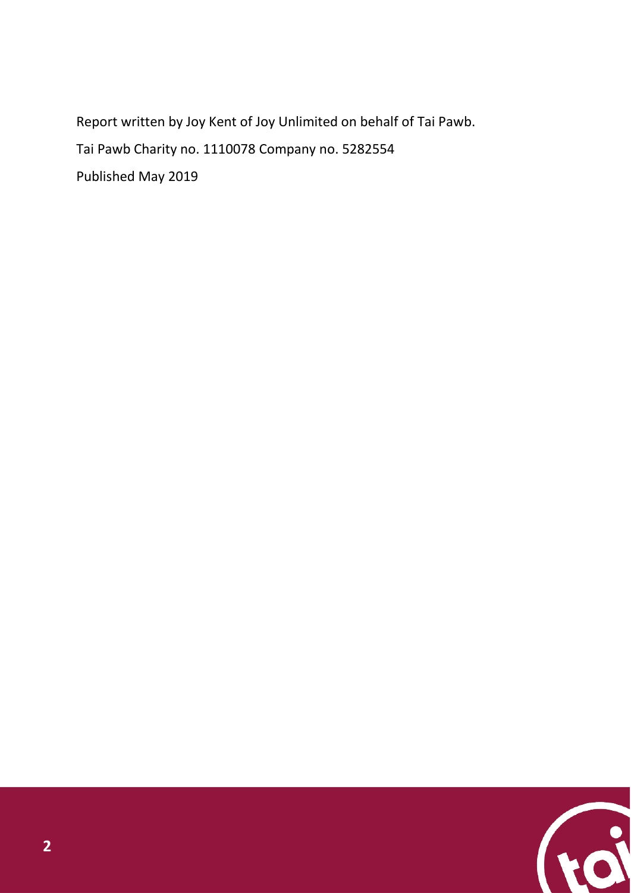Report written by Joy Kent of Joy Unlimited on behalf of Tai Pawb.

Tai Pawb Charity no. 1110078 Company no. 5282554

Published May 2019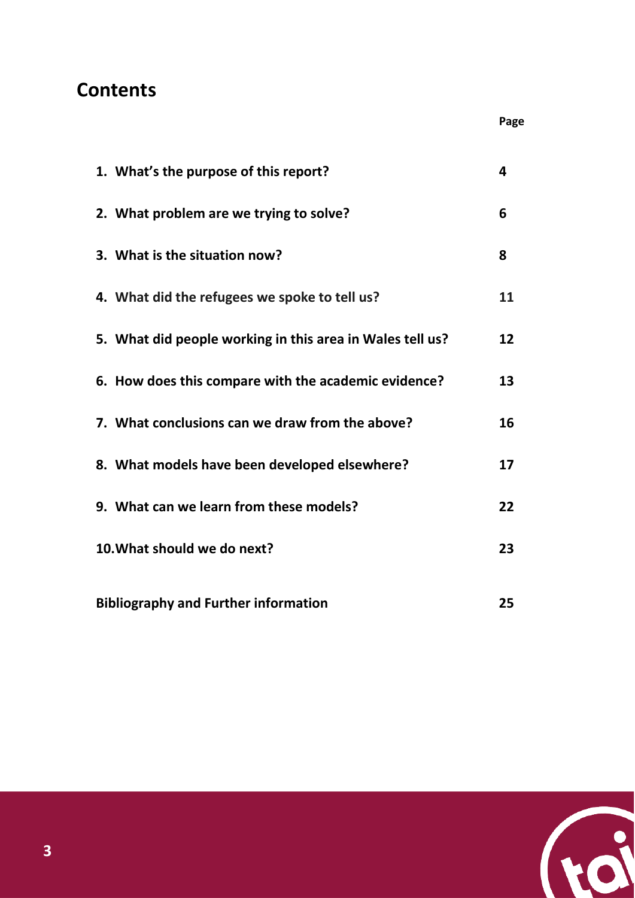## Contents

| | Page |
|---|---|
| **1. What's the purpose of this report?** | **4** |
| **2. What problem are we trying to solve?** | **6** |
| **3. What is the situation now?** | **8** |
| **4. What did the refugees we spoke to tell us?** | **11** |
| **5. What did people working in this area in Wales tell us?** | **12** |
| **6. How does this compare with the academic evidence?** | **13** |
| **7. What conclusions can we draw from the above?** | **16** |
| **8. What models have been developed elsewhere?** | **17** |
| **9. What can we learn from these models?** | **22** |
| **10. What should we do next?** | **23** |
| **Bibliography and Further information** | **25** |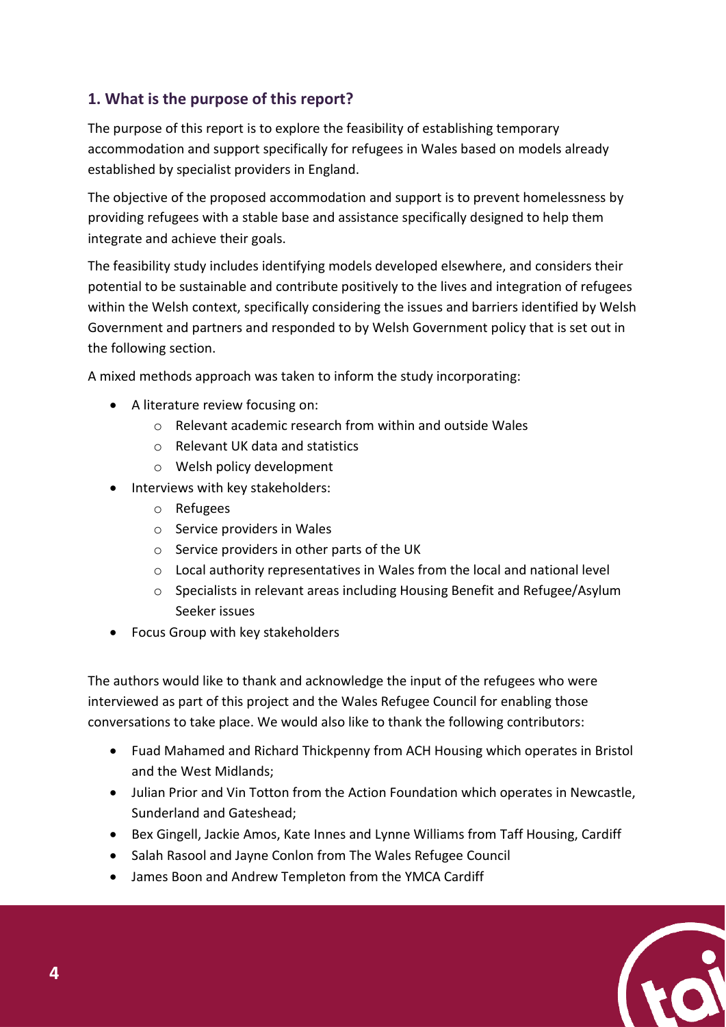## 1. What is the purpose of this report?

The purpose of this report is to explore the feasibility of establishing temporary accommodation and support specifically for refugees in Wales based on models already established by specialist providers in England.

The objective of the proposed accommodation and support is to prevent homelessness by providing refugees with a stable base and assistance specifically designed to help them integrate and achieve their goals.

The feasibility study includes identifying models developed elsewhere, and considers their potential to be sustainable and contribute positively to the lives and integration of refugees within the Welsh context, specifically considering the issues and barriers identified by Welsh Government and partners and responded to by Welsh Government policy that is set out in the following section.

A mixed methods approach was taken to inform the study incorporating:

- A literature review focusing on:
  - Relevant academic research from within and outside Wales
  - Relevant UK data and statistics
  - Welsh policy development
- Interviews with key stakeholders:
  - Refugees
  - Service providers in Wales
  - Service providers in other parts of the UK
  - Local authority representatives in Wales from the local and national level
  - Specialists in relevant areas including Housing Benefit and Refugee/Asylum Seeker issues
- Focus Group with key stakeholders

The authors would like to thank and acknowledge the input of the refugees who were interviewed as part of this project and the Wales Refugee Council for enabling those conversations to take place. We would also like to thank the following contributors:

- Fuad Mahamed and Richard Thickpenny from ACH Housing which operates in Bristol and the West Midlands;
- Julian Prior and Vin Totton from the Action Foundation which operates in Newcastle, Sunderland and Gateshead;
- Bex Gingell, Jackie Amos, Kate Innes and Lynne Williams from Taff Housing, Cardiff
- Salah Rasool and Jayne Conlon from The Wales Refugee Council
- James Boon and Andrew Templeton from the YMCA Cardiff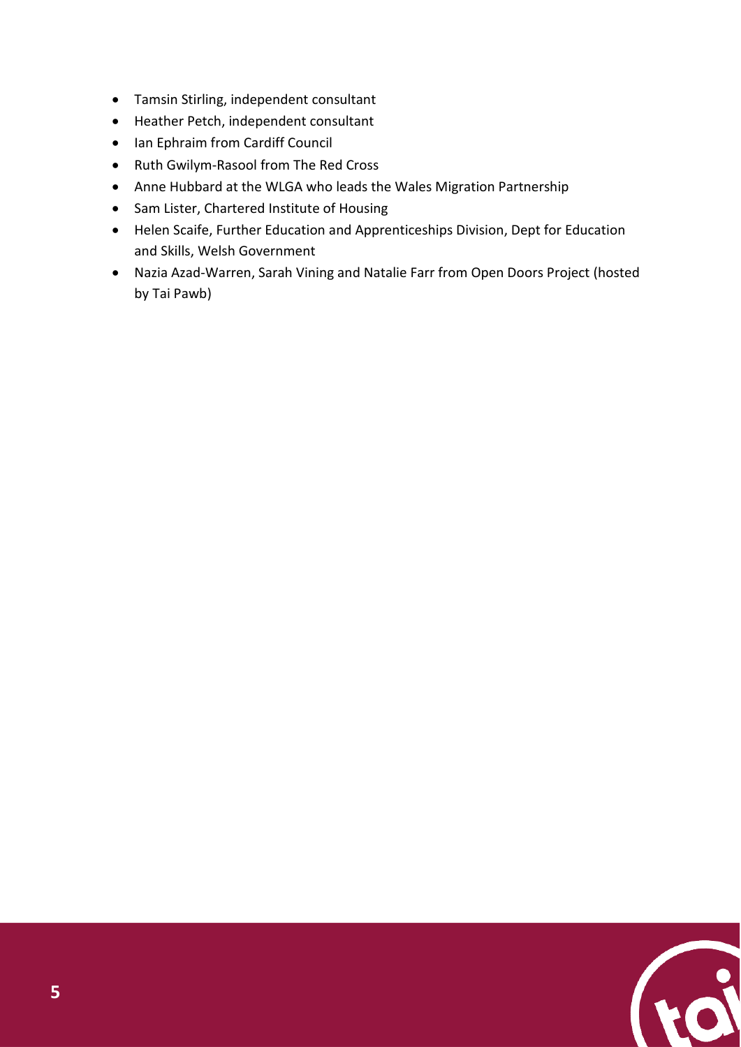- Tamsin Stirling, independent consultant
- Heather Petch, independent consultant
- Ian Ephraim from Cardiff Council
- Ruth Gwilym-Rasool from The Red Cross
- Anne Hubbard at the WLGA who leads the Wales Migration Partnership
- Sam Lister, Chartered Institute of Housing
- Helen Scaife, Further Education and Apprenticeships Division, Dept for Education and Skills, Welsh Government
- Nazia Azad-Warren, Sarah Vining and Natalie Farr from Open Doors Project (hosted by Tai Pawb)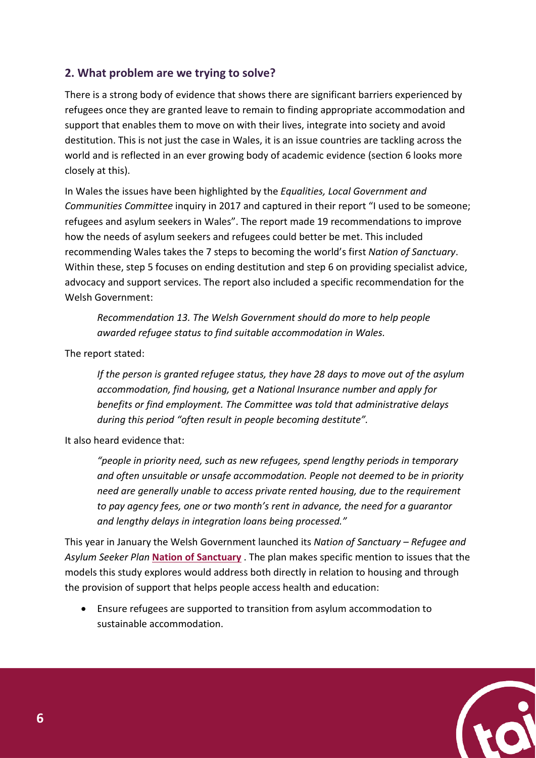## 2. What problem are we trying to solve?

There is a strong body of evidence that shows there are significant barriers experienced by refugees once they are granted leave to remain to finding appropriate accommodation and support that enables them to move on with their lives, integrate into society and avoid destitution. This is not just the case in Wales, it is an issue countries are tackling across the world and is reflected in an ever growing body of academic evidence (section 6 looks more closely at this).

In Wales the issues have been highlighted by the *Equalities, Local Government and Communities Committee* inquiry in 2017 and captured in their report "I used to be someone; refugees and asylum seekers in Wales". The report made 19 recommendations to improve how the needs of asylum seekers and refugees could better be met. This included recommending Wales takes the 7 steps to becoming the world's first *Nation of Sanctuary*. Within these, step 5 focuses on ending destitution and step 6 on providing specialist advice, advocacy and support services. The report also included a specific recommendation for the Welsh Government:

> *Recommendation 13. The Welsh Government should do more to help people awarded refugee status to find suitable accommodation in Wales.*

The report stated:

> *If the person is granted refugee status, they have 28 days to move out of the asylum accommodation, find housing, get a National Insurance number and apply for benefits or find employment. The Committee was told that administrative delays during this period "often result in people becoming destitute".*

It also heard evidence that:

> *"people in priority need, such as new refugees, spend lengthy periods in temporary and often unsuitable or unsafe accommodation. People not deemed to be in priority need are generally unable to access private rented housing, due to the requirement to pay agency fees, one or two month's rent in advance, the need for a guarantor and lengthy delays in integration loans being processed."*

This year in January the Welsh Government launched its *Nation of Sanctuary – Refugee and Asylum Seeker Plan* **Nation of Sanctuary** . The plan makes specific mention to issues that the models this study explores would address both directly in relation to housing and through the provision of support that helps people access health and education:

- Ensure refugees are supported to transition from asylum accommodation to sustainable accommodation.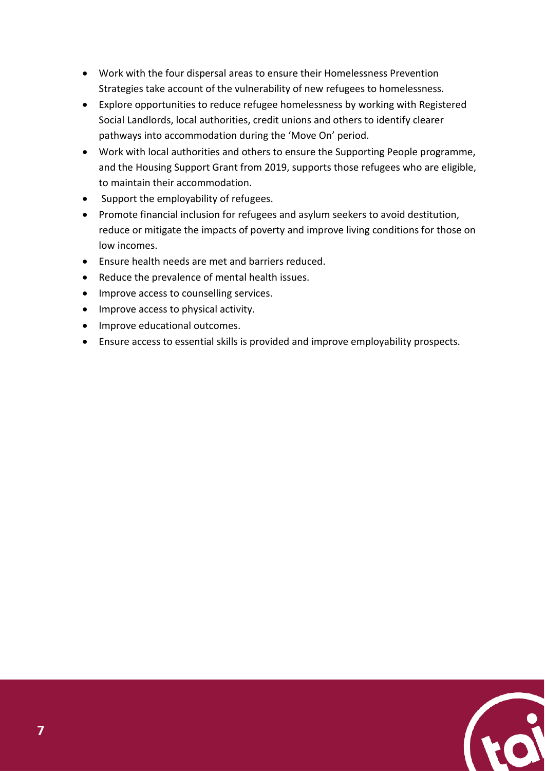- Work with the four dispersal areas to ensure their Homelessness Prevention Strategies take account of the vulnerability of new refugees to homelessness.
- Explore opportunities to reduce refugee homelessness by working with Registered Social Landlords, local authorities, credit unions and others to identify clearer pathways into accommodation during the 'Move On' period.
- Work with local authorities and others to ensure the Supporting People programme, and the Housing Support Grant from 2019, supports those refugees who are eligible, to maintain their accommodation.
- Support the employability of refugees.
- Promote financial inclusion for refugees and asylum seekers to avoid destitution, reduce or mitigate the impacts of poverty and improve living conditions for those on low incomes.
- Ensure health needs are met and barriers reduced.
- Reduce the prevalence of mental health issues.
- Improve access to counselling services.
- Improve access to physical activity.
- Improve educational outcomes.
- Ensure access to essential skills is provided and improve employability prospects.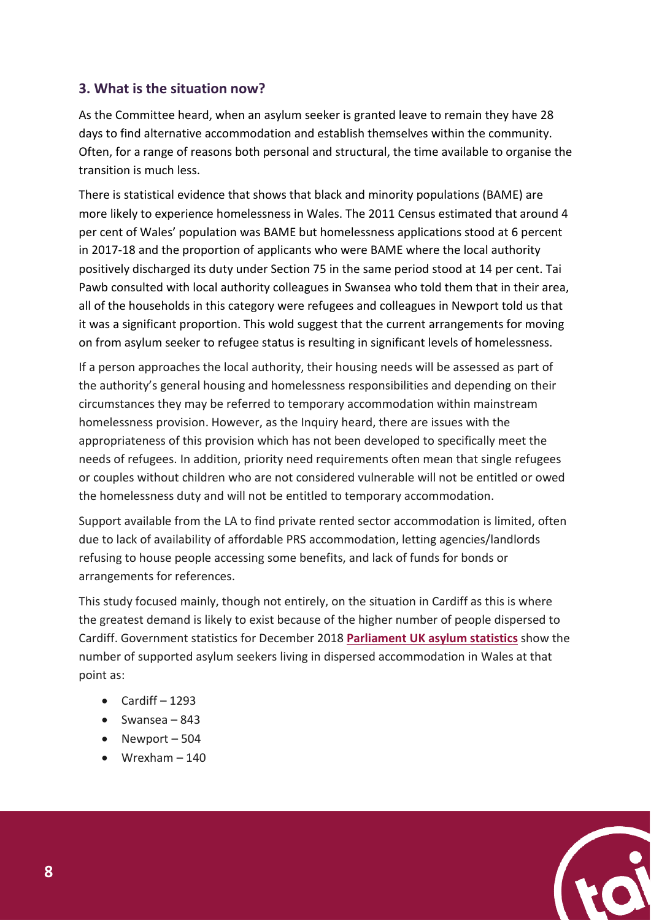## 3. What is the situation now?

As the Committee heard, when an asylum seeker is granted leave to remain they have 28 days to find alternative accommodation and establish themselves within the community. Often, for a range of reasons both personal and structural, the time available to organise the transition is much less.

There is statistical evidence that shows that black and minority populations (BAME) are more likely to experience homelessness in Wales. The 2011 Census estimated that around 4 per cent of Wales' population was BAME but homelessness applications stood at 6 percent in 2017-18 and the proportion of applicants who were BAME where the local authority positively discharged its duty under Section 75 in the same period stood at 14 per cent. Tai Pawb consulted with local authority colleagues in Swansea who told them that in their area, all of the households in this category were refugees and colleagues in Newport told us that it was a significant proportion. This wold suggest that the current arrangements for moving on from asylum seeker to refugee status is resulting in significant levels of homelessness.

If a person approaches the local authority, their housing needs will be assessed as part of the authority's general housing and homelessness responsibilities and depending on their circumstances they may be referred to temporary accommodation within mainstream homelessness provision. However, as the Inquiry heard, there are issues with the appropriateness of this provision which has not been developed to specifically meet the needs of refugees. In addition, priority need requirements often mean that single refugees or couples without children who are not considered vulnerable will not be entitled or owed the homelessness duty and will not be entitled to temporary accommodation.

Support available from the LA to find private rented sector accommodation is limited, often due to lack of availability of affordable PRS accommodation, letting agencies/landlords refusing to house people accessing some benefits, and lack of funds for bonds or arrangements for references.

This study focused mainly, though not entirely, on the situation in Cardiff as this is where the greatest demand is likely to exist because of the higher number of people dispersed to Cardiff. Government statistics for December 2018 **Parliament UK asylum statistics** show the number of supported asylum seekers living in dispersed accommodation in Wales at that point as:

- Cardiff – 1293
- Swansea – 843
- Newport – 504
- Wrexham – 140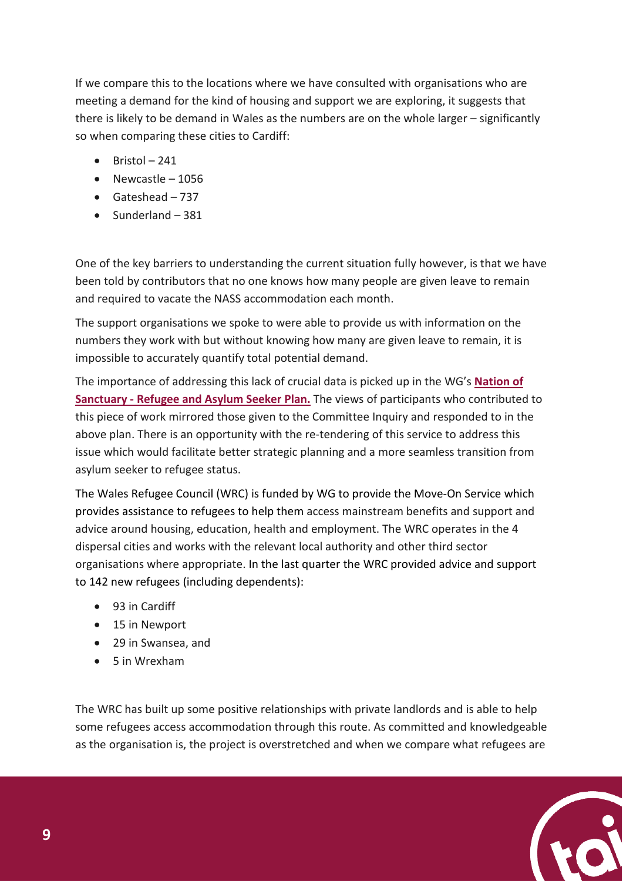If we compare this to the locations where we have consulted with organisations who are meeting a demand for the kind of housing and support we are exploring, it suggests that there is likely to be demand in Wales as the numbers are on the whole larger – significantly so when comparing these cities to Cardiff:

- Bristol – 241
- Newcastle – 1056
- Gateshead – 737
- Sunderland – 381

One of the key barriers to understanding the current situation fully however, is that we have been told by contributors that no one knows how many people are given leave to remain and required to vacate the NASS accommodation each month.

The support organisations we spoke to were able to provide us with information on the numbers they work with but without knowing how many are given leave to remain, it is impossible to accurately quantify total potential demand.

The importance of addressing this lack of crucial data is picked up in the WG's **Nation of Sanctuary - Refugee and Asylum Seeker Plan.** The views of participants who contributed to this piece of work mirrored those given to the Committee Inquiry and responded to in the above plan. There is an opportunity with the re-tendering of this service to address this issue which would facilitate better strategic planning and a more seamless transition from asylum seeker to refugee status.

The Wales Refugee Council (WRC) is funded by WG to provide the Move-On Service which provides assistance to refugees to help them access mainstream benefits and support and advice around housing, education, health and employment. The WRC operates in the 4 dispersal cities and works with the relevant local authority and other third sector organisations where appropriate. In the last quarter the WRC provided advice and support to 142 new refugees (including dependents):

- 93 in Cardiff
- 15 in Newport
- 29 in Swansea, and
- 5 in Wrexham

The WRC has built up some positive relationships with private landlords and is able to help some refugees access accommodation through this route. As committed and knowledgeable as the organisation is, the project is overstretched and when we compare what refugees are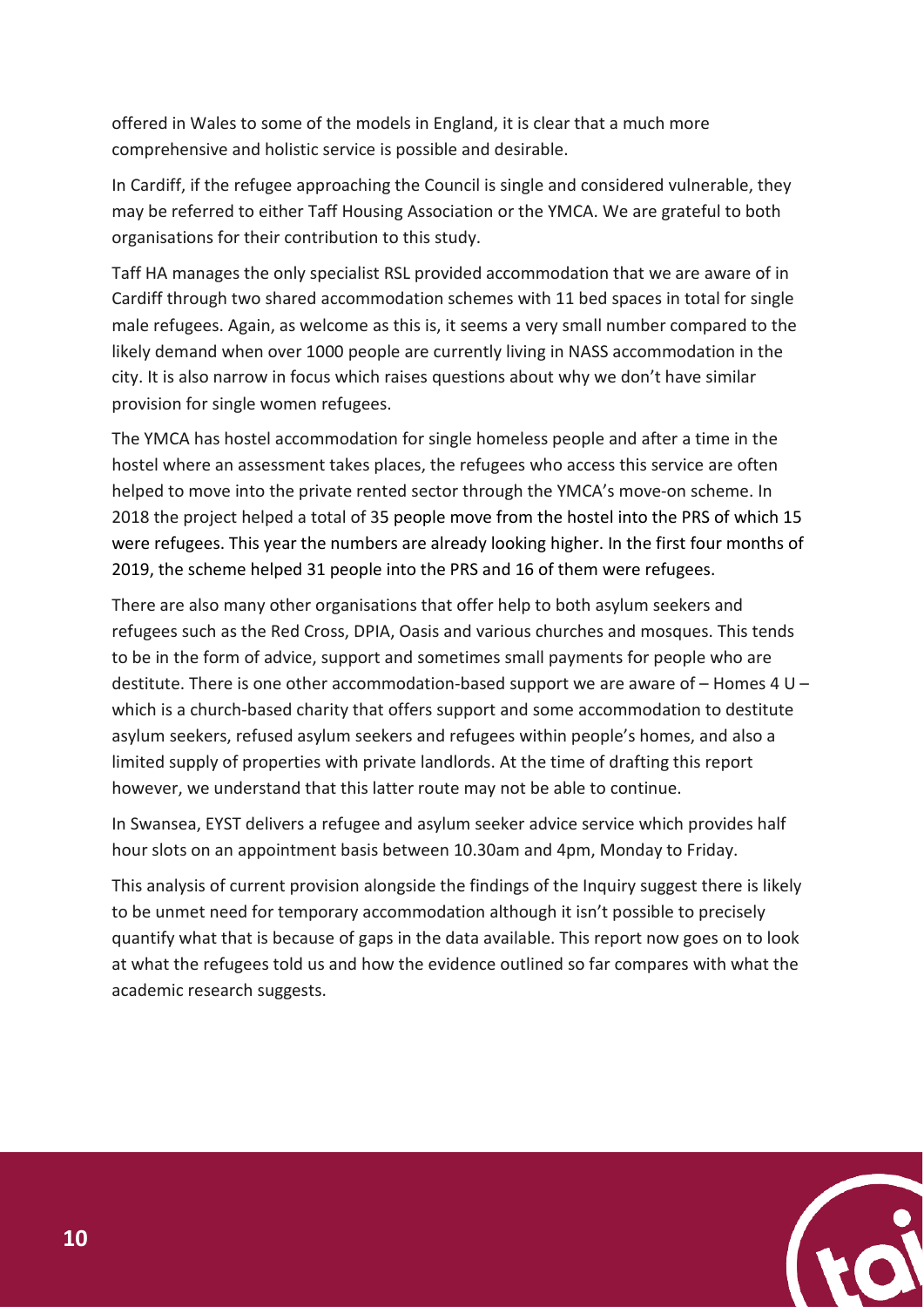offered in Wales to some of the models in England, it is clear that a much more comprehensive and holistic service is possible and desirable.

In Cardiff, if the refugee approaching the Council is single and considered vulnerable, they may be referred to either Taff Housing Association or the YMCA. We are grateful to both organisations for their contribution to this study.

Taff HA manages the only specialist RSL provided accommodation that we are aware of in Cardiff through two shared accommodation schemes with 11 bed spaces in total for single male refugees. Again, as welcome as this is, it seems a very small number compared to the likely demand when over 1000 people are currently living in NASS accommodation in the city. It is also narrow in focus which raises questions about why we don't have similar provision for single women refugees.

The YMCA has hostel accommodation for single homeless people and after a time in the hostel where an assessment takes places, the refugees who access this service are often helped to move into the private rented sector through the YMCA's move-on scheme. In 2018 the project helped a total of 35 people move from the hostel into the PRS of which 15 were refugees. This year the numbers are already looking higher. In the first four months of 2019, the scheme helped 31 people into the PRS and 16 of them were refugees.

There are also many other organisations that offer help to both asylum seekers and refugees such as the Red Cross, DPIA, Oasis and various churches and mosques. This tends to be in the form of advice, support and sometimes small payments for people who are destitute. There is one other accommodation-based support we are aware of – Homes 4 U – which is a church-based charity that offers support and some accommodation to destitute asylum seekers, refused asylum seekers and refugees within people's homes, and also a limited supply of properties with private landlords. At the time of drafting this report however, we understand that this latter route may not be able to continue.

In Swansea, EYST delivers a refugee and asylum seeker advice service which provides half hour slots on an appointment basis between 10.30am and 4pm, Monday to Friday.

This analysis of current provision alongside the findings of the Inquiry suggest there is likely to be unmet need for temporary accommodation although it isn't possible to precisely quantify what that is because of gaps in the data available. This report now goes on to look at what the refugees told us and how the evidence outlined so far compares with what the academic research suggests.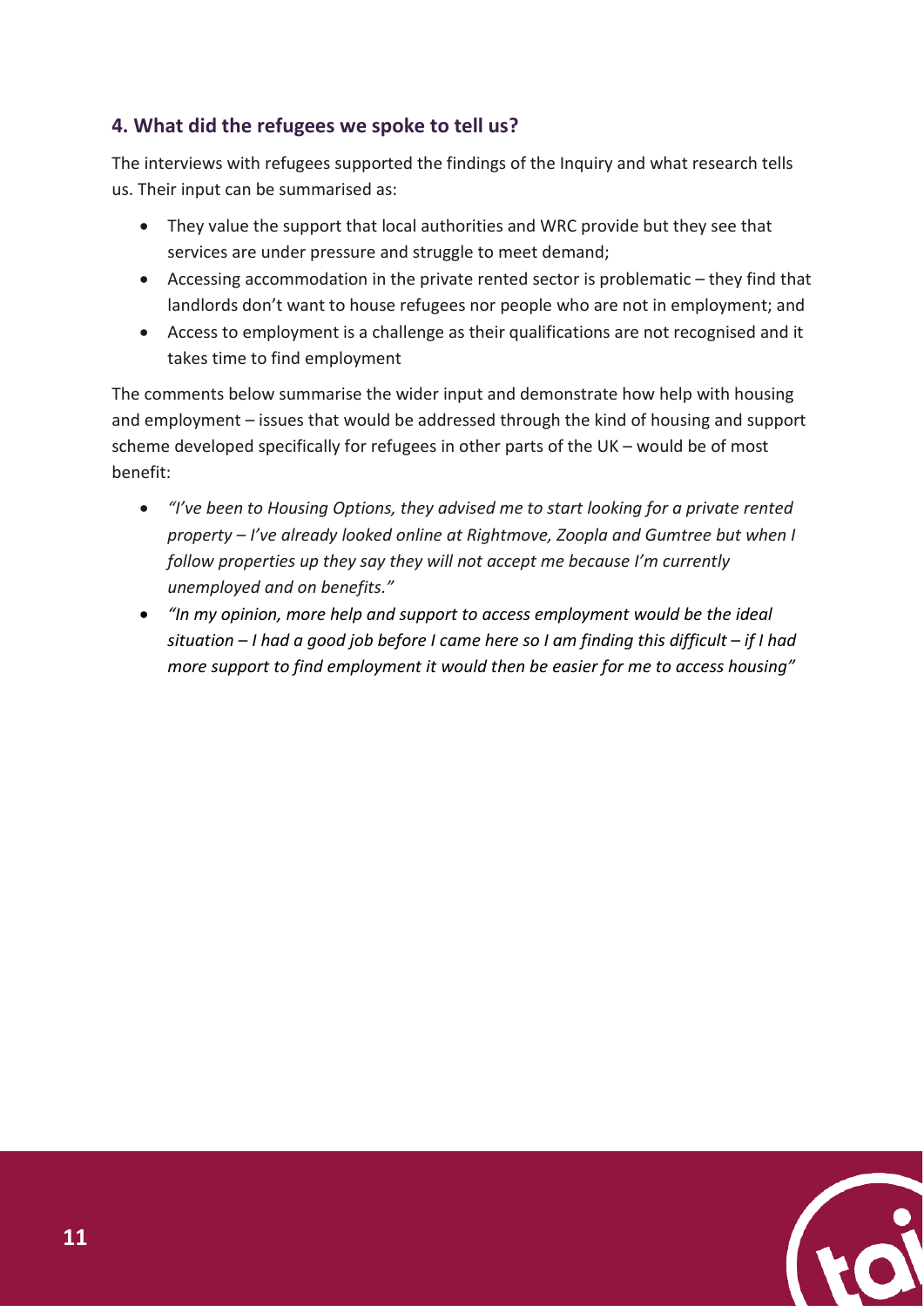## 4. What did the refugees we spoke to tell us?

The interviews with refugees supported the findings of the Inquiry and what research tells us. Their input can be summarised as:

- They value the support that local authorities and WRC provide but they see that services are under pressure and struggle to meet demand;
- Accessing accommodation in the private rented sector is problematic – they find that landlords don't want to house refugees nor people who are not in employment; and
- Access to employment is a challenge as their qualifications are not recognised and it takes time to find employment

The comments below summarise the wider input and demonstrate how help with housing and employment – issues that would be addressed through the kind of housing and support scheme developed specifically for refugees in other parts of the UK – would be of most benefit:

- *"I've been to Housing Options, they advised me to start looking for a private rented property – I've already looked online at Rightmove, Zoopla and Gumtree but when I follow properties up they say they will not accept me because I'm currently unemployed and on benefits."*
- *"In my opinion, more help and support to access employment would be the ideal situation – I had a good job before I came here so I am finding this difficult – if I had more support to find employment it would then be easier for me to access housing"*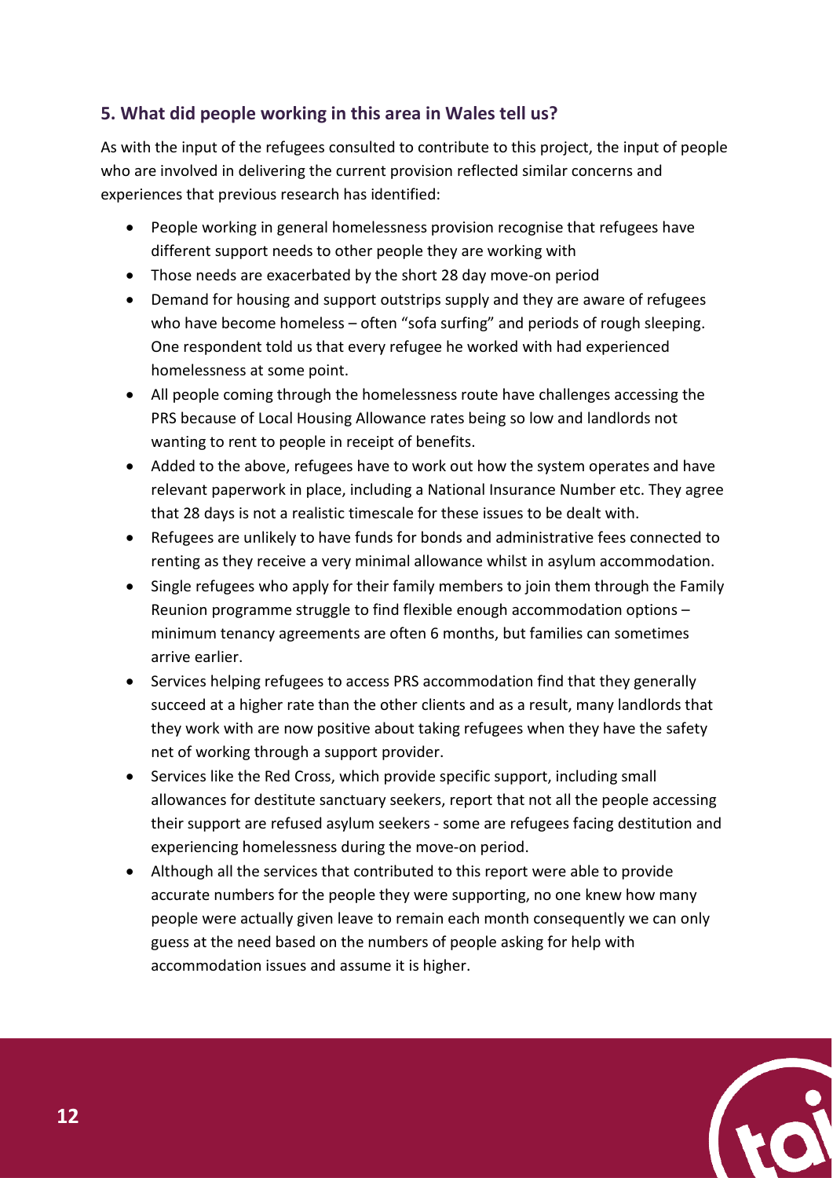## 5. What did people working in this area in Wales tell us?

As with the input of the refugees consulted to contribute to this project, the input of people who are involved in delivering the current provision reflected similar concerns and experiences that previous research has identified:

- People working in general homelessness provision recognise that refugees have different support needs to other people they are working with
- Those needs are exacerbated by the short 28 day move-on period
- Demand for housing and support outstrips supply and they are aware of refugees who have become homeless – often "sofa surfing" and periods of rough sleeping. One respondent told us that every refugee he worked with had experienced homelessness at some point.
- All people coming through the homelessness route have challenges accessing the PRS because of Local Housing Allowance rates being so low and landlords not wanting to rent to people in receipt of benefits.
- Added to the above, refugees have to work out how the system operates and have relevant paperwork in place, including a National Insurance Number etc. They agree that 28 days is not a realistic timescale for these issues to be dealt with.
- Refugees are unlikely to have funds for bonds and administrative fees connected to renting as they receive a very minimal allowance whilst in asylum accommodation.
- Single refugees who apply for their family members to join them through the Family Reunion programme struggle to find flexible enough accommodation options – minimum tenancy agreements are often 6 months, but families can sometimes arrive earlier.
- Services helping refugees to access PRS accommodation find that they generally succeed at a higher rate than the other clients and as a result, many landlords that they work with are now positive about taking refugees when they have the safety net of working through a support provider.
- Services like the Red Cross, which provide specific support, including small allowances for destitute sanctuary seekers, report that not all the people accessing their support are refused asylum seekers - some are refugees facing destitution and experiencing homelessness during the move-on period.
- Although all the services that contributed to this report were able to provide accurate numbers for the people they were supporting, no one knew how many people were actually given leave to remain each month consequently we can only guess at the need based on the numbers of people asking for help with accommodation issues and assume it is higher.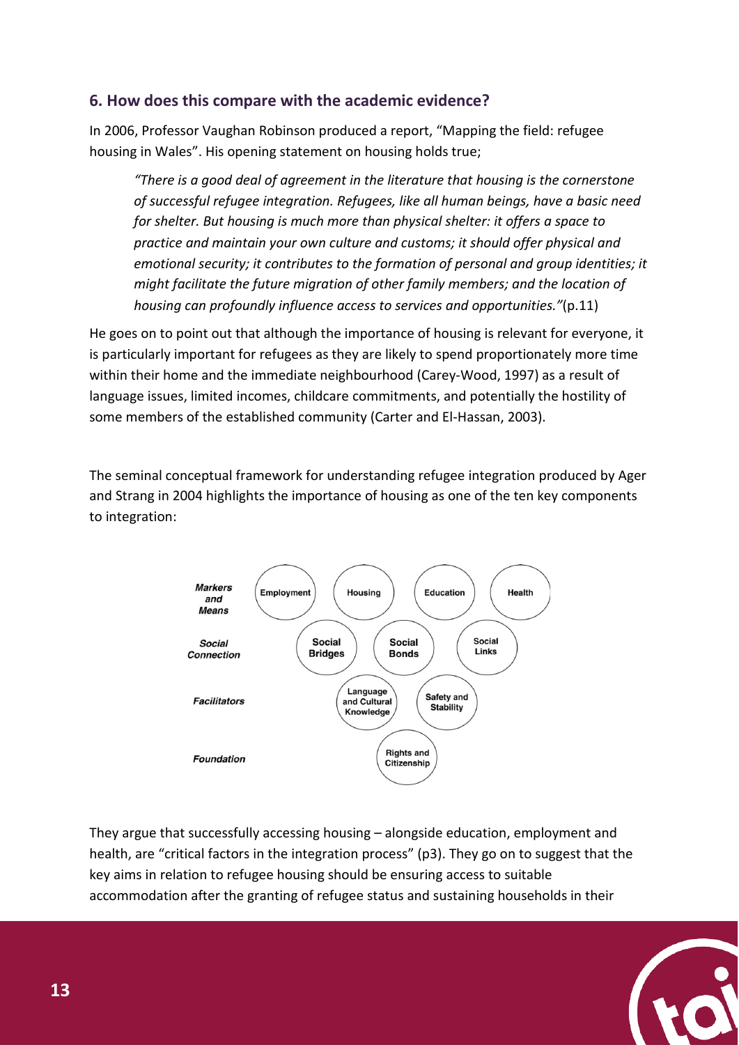## 6. How does this compare with the academic evidence?

In 2006, Professor Vaughan Robinson produced a report, "Mapping the field: refugee housing in Wales". His opening statement on housing holds true;

> *"There is a good deal of agreement in the literature that housing is the cornerstone of successful refugee integration. Refugees, like all human beings, have a basic need for shelter. But housing is much more than physical shelter: it offers a space to practice and maintain your own culture and customs; it should offer physical and emotional security; it contributes to the formation of personal and group identities; it might facilitate the future migration of other family members; and the location of housing can profoundly influence access to services and opportunities."*(p.11)

He goes on to point out that although the importance of housing is relevant for everyone, it is particularly important for refugees as they are likely to spend proportionately more time within their home and the immediate neighbourhood (Carey-Wood, 1997) as a result of language issues, limited incomes, childcare commitments, and potentially the hostility of some members of the established community (Carter and El-Hassan, 2003).

The seminal conceptual framework for understanding refugee integration produced by Ager and Strang in 2004 highlights the importance of housing as one of the ten key components to integration:

| | | | | |
|---|---|---|---|---|
| *Markers and Means* | Employment | Housing | Education | Health |
| *Social Connection* | Social Bridges | Social Bonds | Social Links | |
| *Facilitators* | Language and Cultural Knowledge | Safety and Stability | | |
| *Foundation* | Rights and Citizenship | | | |

They argue that successfully accessing housing – alongside education, employment and health, are "critical factors in the integration process" (p3). They go on to suggest that the key aims in relation to refugee housing should be ensuring access to suitable accommodation after the granting of refugee status and sustaining households in their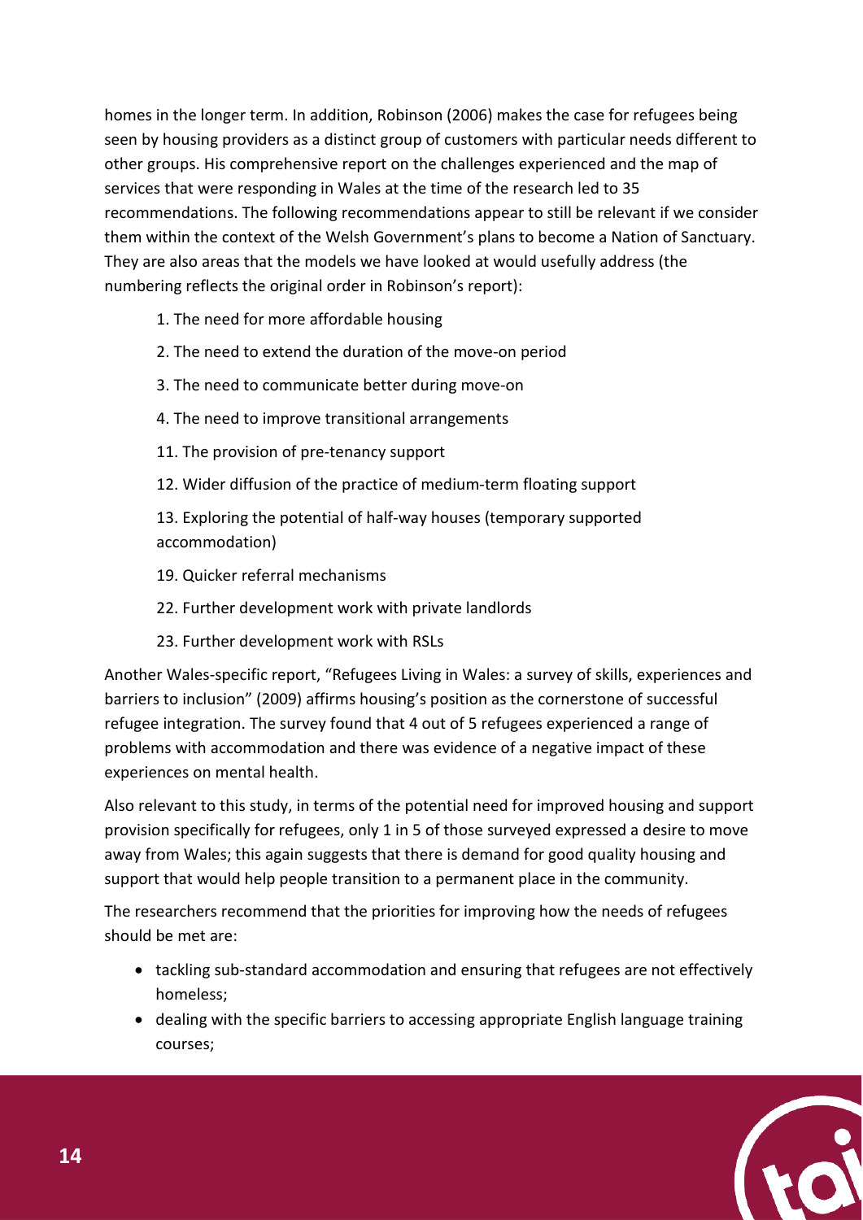homes in the longer term. In addition, Robinson (2006) makes the case for refugees being seen by housing providers as a distinct group of customers with particular needs different to other groups. His comprehensive report on the challenges experienced and the map of services that were responding in Wales at the time of the research led to 35 recommendations. The following recommendations appear to still be relevant if we consider them within the context of the Welsh Government's plans to become a Nation of Sanctuary. They are also areas that the models we have looked at would usefully address (the numbering reflects the original order in Robinson's report):

1. The need for more affordable housing
2. The need to extend the duration of the move-on period
3. The need to communicate better during move-on
4. The need to improve transitional arrangements

11. The provision of pre-tenancy support
12. Wider diffusion of the practice of medium-term floating support
13. Exploring the potential of half-way houses (temporary supported accommodation)

19. Quicker referral mechanisms

22. Further development work with private landlords
23. Further development work with RSLs

Another Wales-specific report, "Refugees Living in Wales: a survey of skills, experiences and barriers to inclusion" (2009) affirms housing's position as the cornerstone of successful refugee integration. The survey found that 4 out of 5 refugees experienced a range of problems with accommodation and there was evidence of a negative impact of these experiences on mental health.

Also relevant to this study, in terms of the potential need for improved housing and support provision specifically for refugees, only 1 in 5 of those surveyed expressed a desire to move away from Wales; this again suggests that there is demand for good quality housing and support that would help people transition to a permanent place in the community.

The researchers recommend that the priorities for improving how the needs of refugees should be met are:

- tackling sub-standard accommodation and ensuring that refugees are not effectively homeless;
- dealing with the specific barriers to accessing appropriate English language training courses;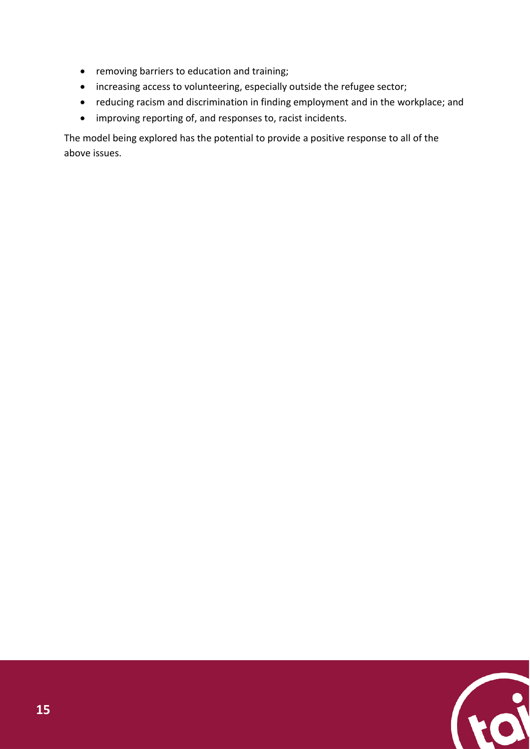- removing barriers to education and training;
- increasing access to volunteering, especially outside the refugee sector;
- reducing racism and discrimination in finding employment and in the workplace; and
- improving reporting of, and responses to, racist incidents.

The model being explored has the potential to provide a positive response to all of the above issues.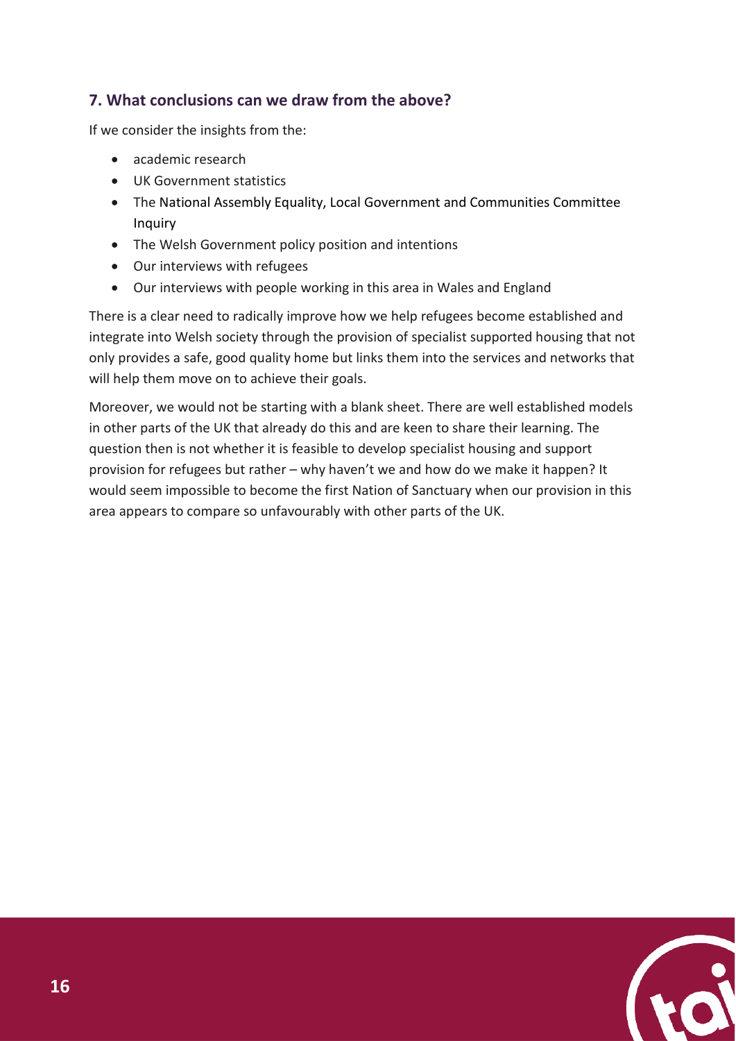## 7. What conclusions can we draw from the above?

If we consider the insights from the:

- academic research
- UK Government statistics
- The National Assembly Equality, Local Government and Communities Committee Inquiry
- The Welsh Government policy position and intentions
- Our interviews with refugees
- Our interviews with people working in this area in Wales and England

There is a clear need to radically improve how we help refugees become established and integrate into Welsh society through the provision of specialist supported housing that not only provides a safe, good quality home but links them into the services and networks that will help them move on to achieve their goals.

Moreover, we would not be starting with a blank sheet. There are well established models in other parts of the UK that already do this and are keen to share their learning. The question then is not whether it is feasible to develop specialist housing and support provision for refugees but rather – why haven't we and how do we make it happen? It would seem impossible to become the first Nation of Sanctuary when our provision in this area appears to compare so unfavourably with other parts of the UK.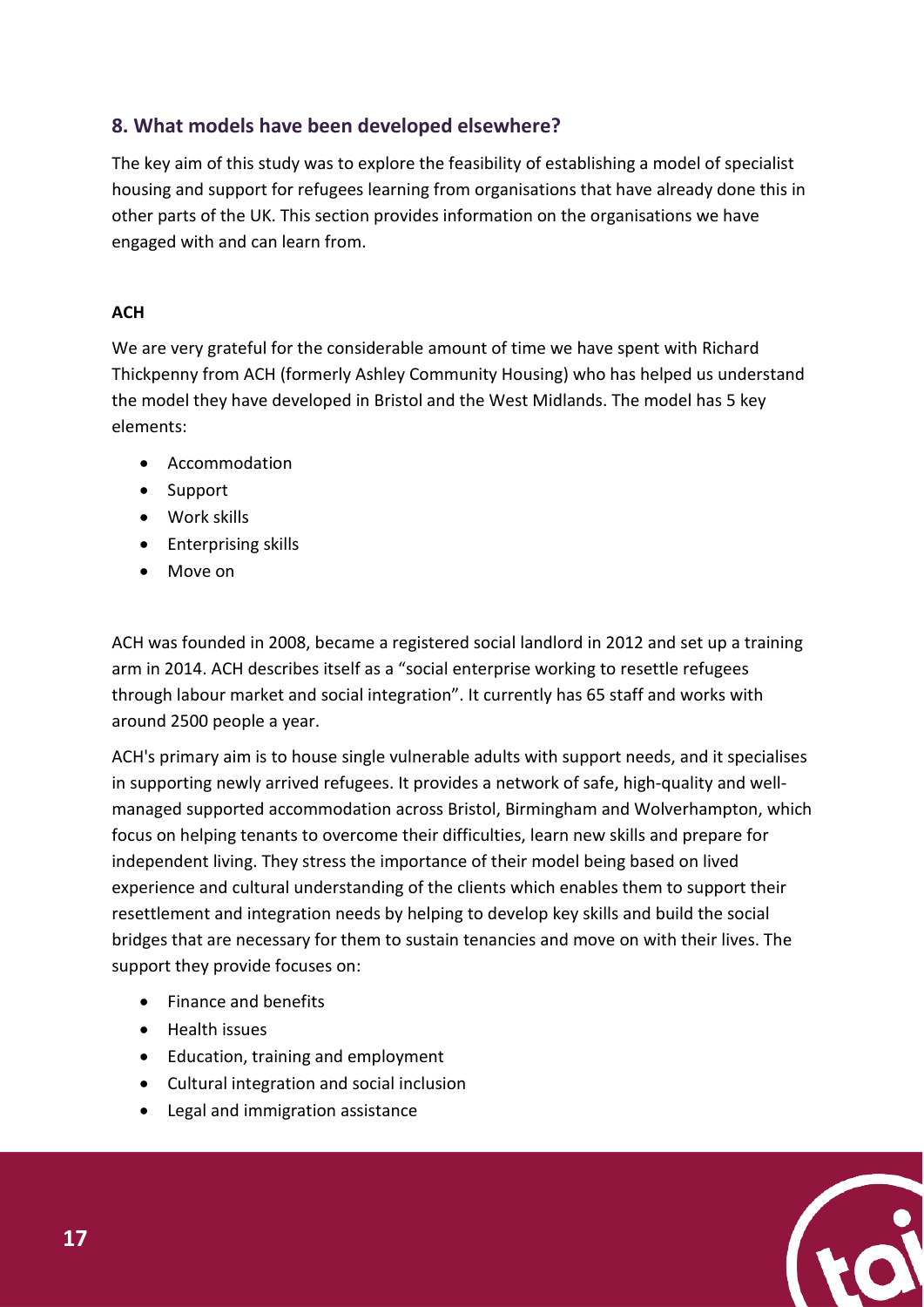## 8. What models have been developed elsewhere?

The key aim of this study was to explore the feasibility of establishing a model of specialist housing and support for refugees learning from organisations that have already done this in other parts of the UK. This section provides information on the organisations we have engaged with and can learn from.

**ACH**

We are very grateful for the considerable amount of time we have spent with Richard Thickpenny from ACH (formerly Ashley Community Housing) who has helped us understand the model they have developed in Bristol and the West Midlands. The model has 5 key elements:

- Accommodation
- Support
- Work skills
- Enterprising skills
- Move on

ACH was founded in 2008, became a registered social landlord in 2012 and set up a training arm in 2014. ACH describes itself as a "social enterprise working to resettle refugees through labour market and social integration". It currently has 65 staff and works with around 2500 people a year.

ACH's primary aim is to house single vulnerable adults with support needs, and it specialises in supporting newly arrived refugees. It provides a network of safe, high-quality and well-managed supported accommodation across Bristol, Birmingham and Wolverhampton, which focus on helping tenants to overcome their difficulties, learn new skills and prepare for independent living. They stress the importance of their model being based on lived experience and cultural understanding of the clients which enables them to support their resettlement and integration needs by helping to develop key skills and build the social bridges that are necessary for them to sustain tenancies and move on with their lives. The support they provide focuses on:

- Finance and benefits
- Health issues
- Education, training and employment
- Cultural integration and social inclusion
- Legal and immigration assistance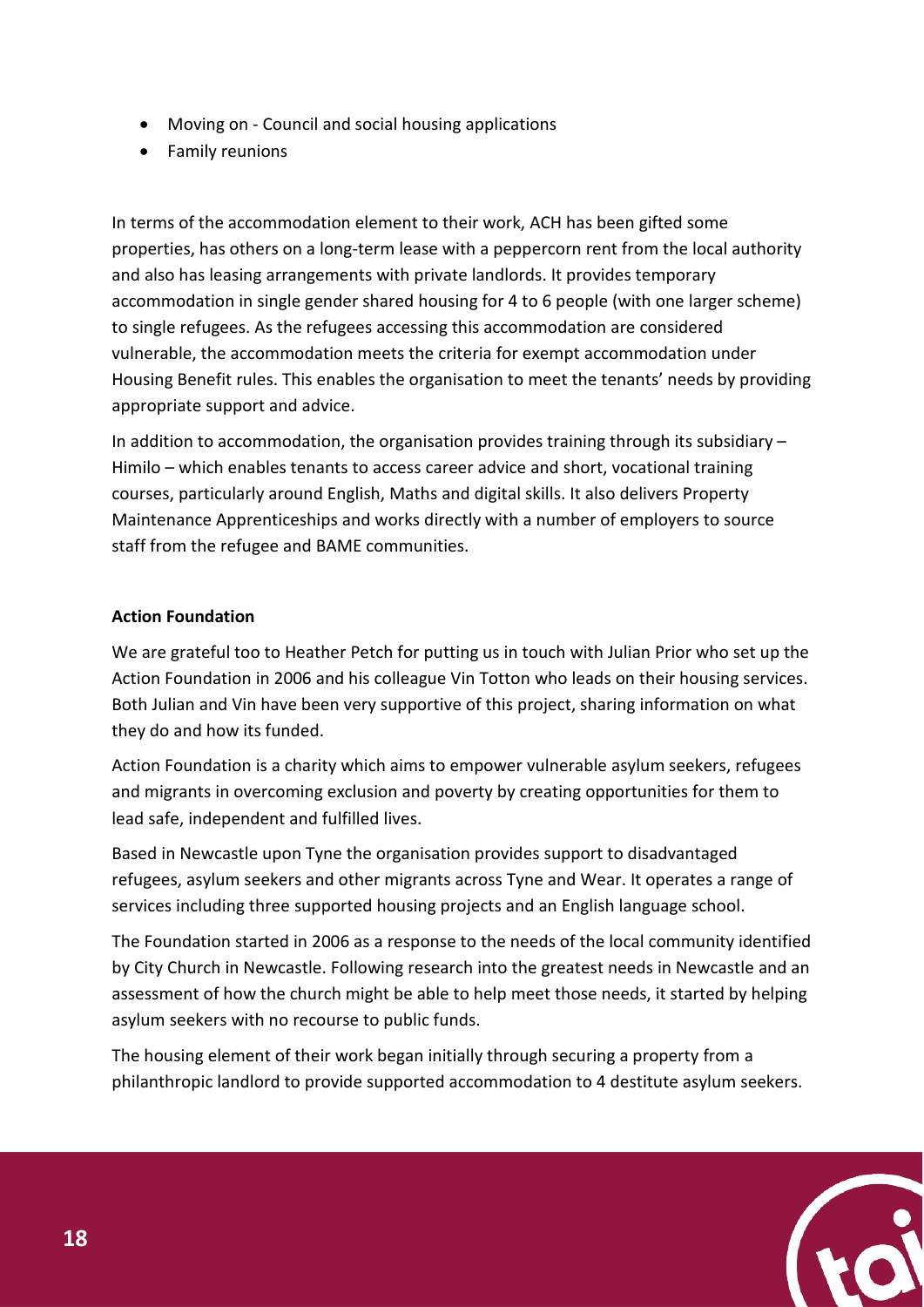- Moving on - Council and social housing applications
- Family reunions

In terms of the accommodation element to their work, ACH has been gifted some properties, has others on a long-term lease with a peppercorn rent from the local authority and also has leasing arrangements with private landlords. It provides temporary accommodation in single gender shared housing for 4 to 6 people (with one larger scheme) to single refugees. As the refugees accessing this accommodation are considered vulnerable, the accommodation meets the criteria for exempt accommodation under Housing Benefit rules. This enables the organisation to meet the tenants' needs by providing appropriate support and advice.

In addition to accommodation, the organisation provides training through its subsidiary – Himilo – which enables tenants to access career advice and short, vocational training courses, particularly around English, Maths and digital skills. It also delivers Property Maintenance Apprenticeships and works directly with a number of employers to source staff from the refugee and BAME communities.

**Action Foundation**

We are grateful too to Heather Petch for putting us in touch with Julian Prior who set up the Action Foundation in 2006 and his colleague Vin Totton who leads on their housing services. Both Julian and Vin have been very supportive of this project, sharing information on what they do and how its funded.

Action Foundation is a charity which aims to empower vulnerable asylum seekers, refugees and migrants in overcoming exclusion and poverty by creating opportunities for them to lead safe, independent and fulfilled lives.

Based in Newcastle upon Tyne the organisation provides support to disadvantaged refugees, asylum seekers and other migrants across Tyne and Wear. It operates a range of services including three supported housing projects and an English language school.

The Foundation started in 2006 as a response to the needs of the local community identified by City Church in Newcastle. Following research into the greatest needs in Newcastle and an assessment of how the church might be able to help meet those needs, it started by helping asylum seekers with no recourse to public funds.

The housing element of their work began initially through securing a property from a philanthropic landlord to provide supported accommodation to 4 destitute asylum seekers.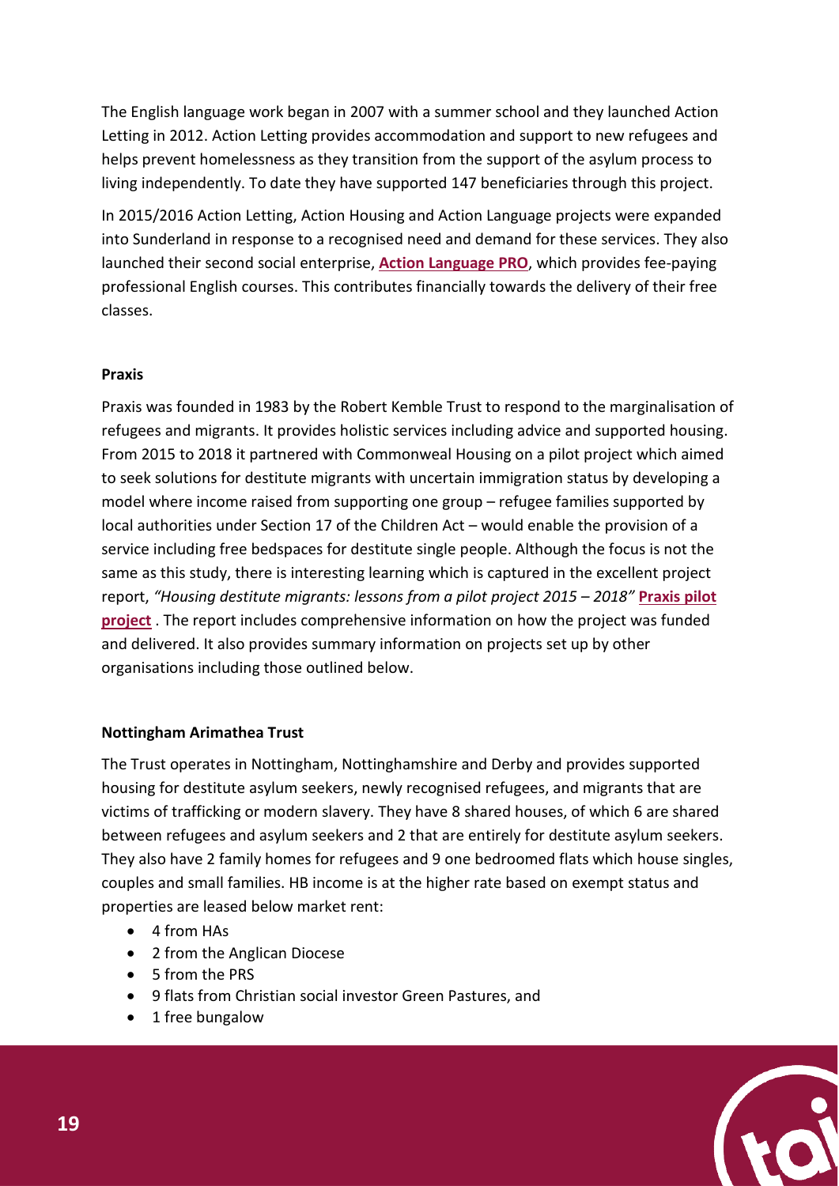The English language work began in 2007 with a summer school and they launched Action Letting in 2012. Action Letting provides accommodation and support to new refugees and helps prevent homelessness as they transition from the support of the asylum process to living independently. To date they have supported 147 beneficiaries through this project.

In 2015/2016 Action Letting, Action Housing and Action Language projects were expanded into Sunderland in response to a recognised need and demand for these services. They also launched their second social enterprise, **Action Language PRO**, which provides fee-paying professional English courses. This contributes financially towards the delivery of their free classes.

**Praxis**

Praxis was founded in 1983 by the Robert Kemble Trust to respond to the marginalisation of refugees and migrants. It provides holistic services including advice and supported housing. From 2015 to 2018 it partnered with Commonweal Housing on a pilot project which aimed to seek solutions for destitute migrants with uncertain immigration status by developing a model where income raised from supporting one group – refugee families supported by local authorities under Section 17 of the Children Act – would enable the provision of a service including free bedspaces for destitute single people. Although the focus is not the same as this study, there is interesting learning which is captured in the excellent project report, *"Housing destitute migrants: lessons from a pilot project 2015 – 2018"* **Praxis pilot project** . The report includes comprehensive information on how the project was funded and delivered. It also provides summary information on projects set up by other organisations including those outlined below.

**Nottingham Arimathea Trust**

The Trust operates in Nottingham, Nottinghamshire and Derby and provides supported housing for destitute asylum seekers, newly recognised refugees, and migrants that are victims of trafficking or modern slavery. They have 8 shared houses, of which 6 are shared between refugees and asylum seekers and 2 that are entirely for destitute asylum seekers. They also have 2 family homes for refugees and 9 one bedroomed flats which house singles, couples and small families. HB income is at the higher rate based on exempt status and properties are leased below market rent:

- 4 from HAs
- 2 from the Anglican Diocese
- 5 from the PRS
- 9 flats from Christian social investor Green Pastures, and
- 1 free bungalow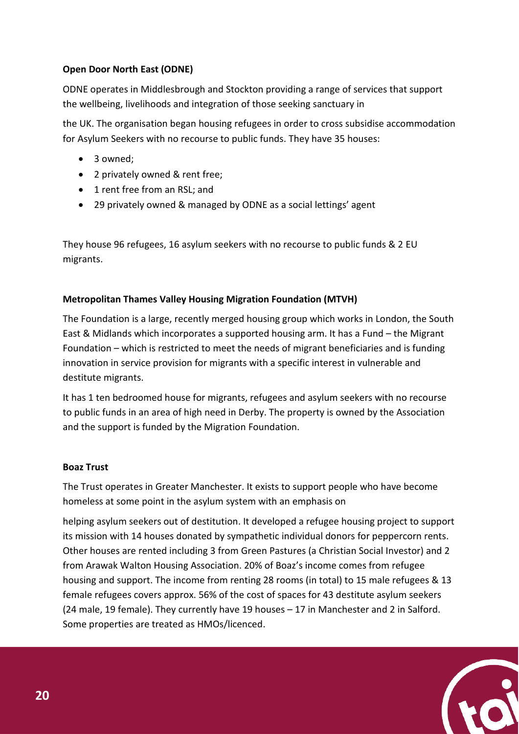**Open Door North East (ODNE)**

ODNE operates in Middlesbrough and Stockton providing a range of services that support the wellbeing, livelihoods and integration of those seeking sanctuary in the UK. The organisation began housing refugees in order to cross subsidise accommodation for Asylum Seekers with no recourse to public funds. They have 35 houses:

- 3 owned;
- 2 privately owned & rent free;
- 1 rent free from an RSL; and
- 29 privately owned & managed by ODNE as a social lettings' agent

They house 96 refugees, 16 asylum seekers with no recourse to public funds & 2 EU migrants.

**Metropolitan Thames Valley Housing Migration Foundation (MTVH)**

The Foundation is a large, recently merged housing group which works in London, the South East & Midlands which incorporates a supported housing arm. It has a Fund – the Migrant Foundation – which is restricted to meet the needs of migrant beneficiaries and is funding innovation in service provision for migrants with a specific interest in vulnerable and destitute migrants.

It has 1 ten bedroomed house for migrants, refugees and asylum seekers with no recourse to public funds in an area of high need in Derby. The property is owned by the Association and the support is funded by the Migration Foundation.

**Boaz Trust**

The Trust operates in Greater Manchester. It exists to support people who have become homeless at some point in the asylum system with an emphasis on helping asylum seekers out of destitution. It developed a refugee housing project to support its mission with 14 houses donated by sympathetic individual donors for peppercorn rents. Other houses are rented including 3 from Green Pastures (a Christian Social Investor) and 2 from Arawak Walton Housing Association. 20% of Boaz's income comes from refugee housing and support. The income from renting 28 rooms (in total) to 15 male refugees & 13 female refugees covers approx. 56% of the cost of spaces for 43 destitute asylum seekers (24 male, 19 female). They currently have 19 houses – 17 in Manchester and 2 in Salford. Some properties are treated as HMOs/licenced.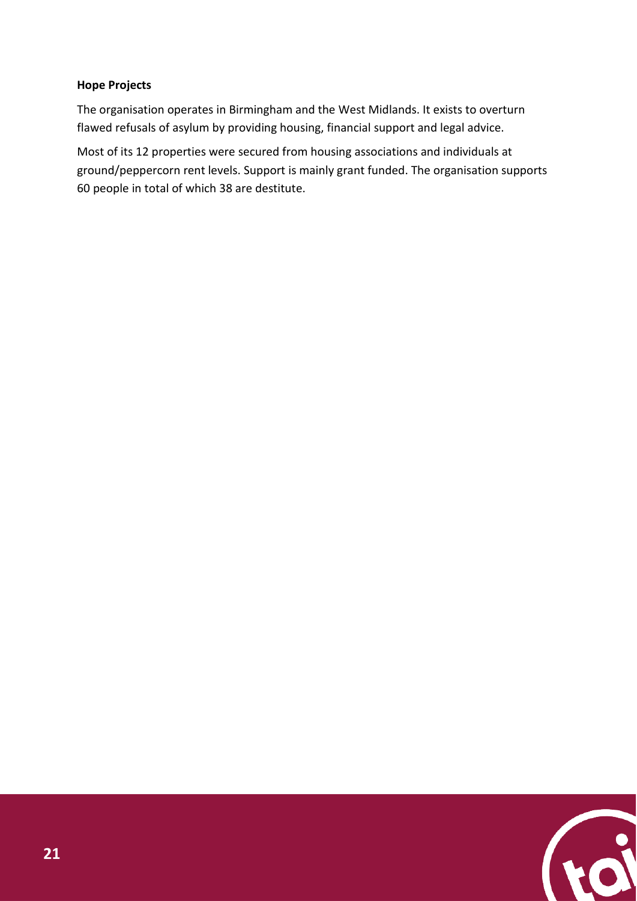**Hope Projects**

The organisation operates in Birmingham and the West Midlands. It exists to overturn flawed refusals of asylum by providing housing, financial support and legal advice.

Most of its 12 properties were secured from housing associations and individuals at ground/peppercorn rent levels. Support is mainly grant funded. The organisation supports 60 people in total of which 38 are destitute.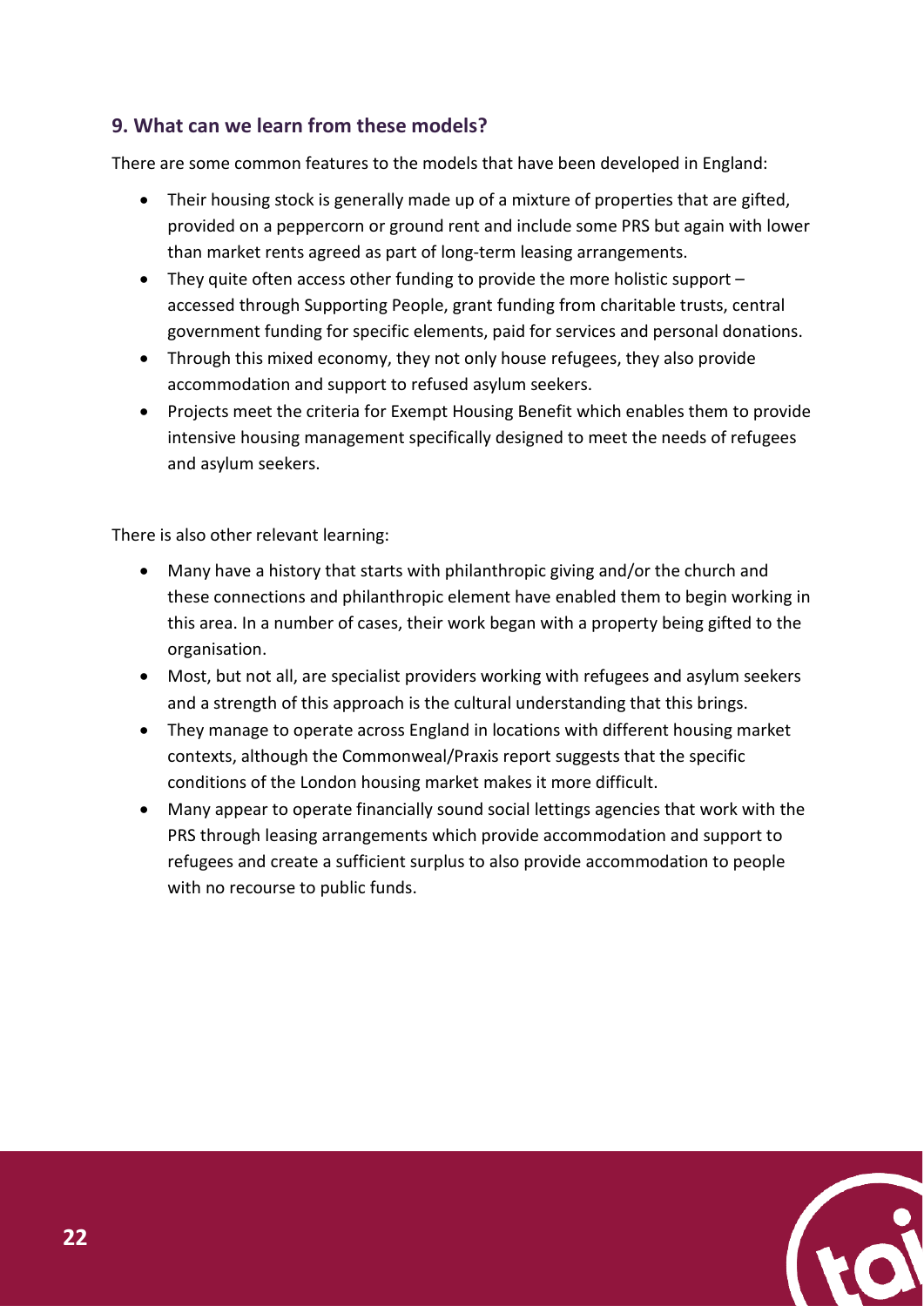## 9. What can we learn from these models?

There are some common features to the models that have been developed in England:

- Their housing stock is generally made up of a mixture of properties that are gifted, provided on a peppercorn or ground rent and include some PRS but again with lower than market rents agreed as part of long-term leasing arrangements.
- They quite often access other funding to provide the more holistic support – accessed through Supporting People, grant funding from charitable trusts, central government funding for specific elements, paid for services and personal donations.
- Through this mixed economy, they not only house refugees, they also provide accommodation and support to refused asylum seekers.
- Projects meet the criteria for Exempt Housing Benefit which enables them to provide intensive housing management specifically designed to meet the needs of refugees and asylum seekers.

There is also other relevant learning:

- Many have a history that starts with philanthropic giving and/or the church and these connections and philanthropic element have enabled them to begin working in this area. In a number of cases, their work began with a property being gifted to the organisation.
- Most, but not all, are specialist providers working with refugees and asylum seekers and a strength of this approach is the cultural understanding that this brings.
- They manage to operate across England in locations with different housing market contexts, although the Commonweal/Praxis report suggests that the specific conditions of the London housing market makes it more difficult.
- Many appear to operate financially sound social lettings agencies that work with the PRS through leasing arrangements which provide accommodation and support to refugees and create a sufficient surplus to also provide accommodation to people with no recourse to public funds.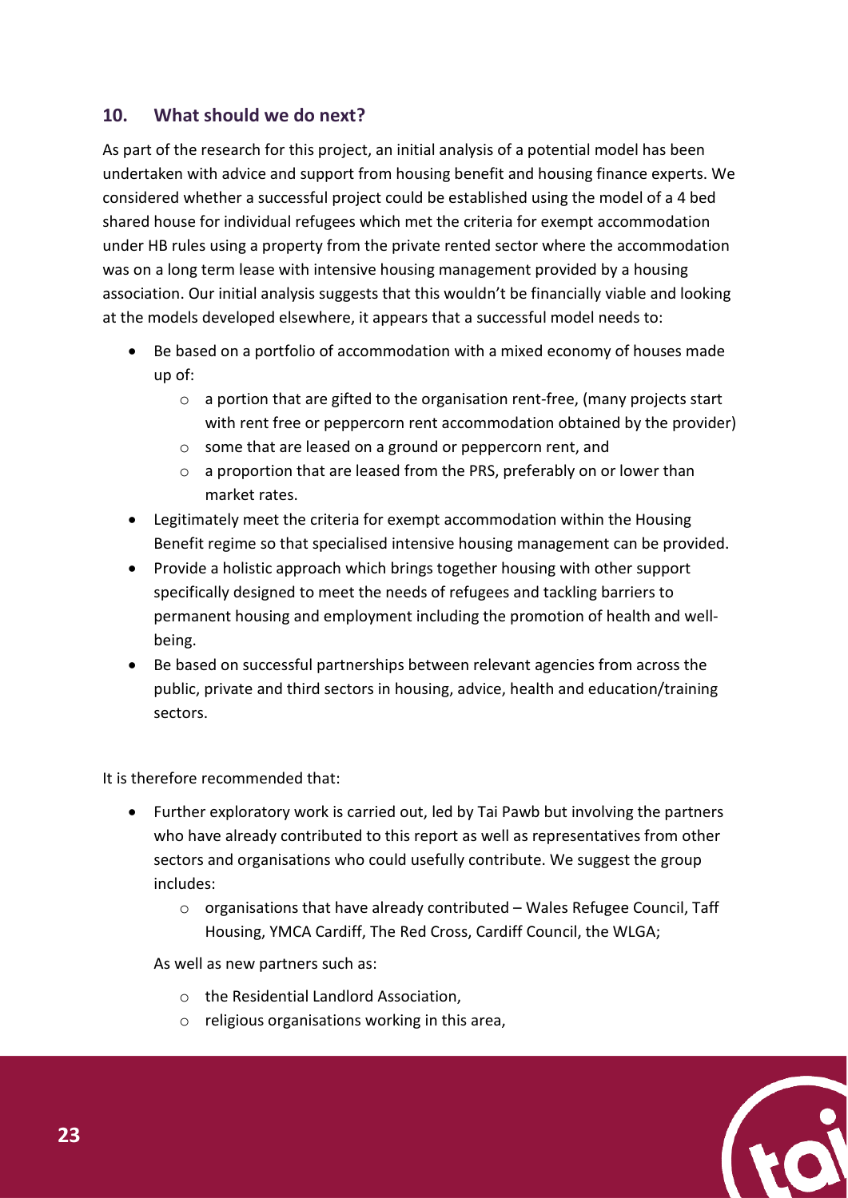## 10. What should we do next?

As part of the research for this project, an initial analysis of a potential model has been undertaken with advice and support from housing benefit and housing finance experts. We considered whether a successful project could be established using the model of a 4 bed shared house for individual refugees which met the criteria for exempt accommodation under HB rules using a property from the private rented sector where the accommodation was on a long term lease with intensive housing management provided by a housing association. Our initial analysis suggests that this wouldn't be financially viable and looking at the models developed elsewhere, it appears that a successful model needs to:

- Be based on a portfolio of accommodation with a mixed economy of houses made up of:
  - a portion that are gifted to the organisation rent-free, (many projects start with rent free or peppercorn rent accommodation obtained by the provider)
  - some that are leased on a ground or peppercorn rent, and
  - a proportion that are leased from the PRS, preferably on or lower than market rates.
- Legitimately meet the criteria for exempt accommodation within the Housing Benefit regime so that specialised intensive housing management can be provided.
- Provide a holistic approach which brings together housing with other support specifically designed to meet the needs of refugees and tackling barriers to permanent housing and employment including the promotion of health and well-being.
- Be based on successful partnerships between relevant agencies from across the public, private and third sectors in housing, advice, health and education/training sectors.

It is therefore recommended that:

- Further exploratory work is carried out, led by Tai Pawb but involving the partners who have already contributed to this report as well as representatives from other sectors and organisations who could usefully contribute. We suggest the group includes:
  - organisations that have already contributed – Wales Refugee Council, Taff Housing, YMCA Cardiff, The Red Cross, Cardiff Council, the WLGA;

  As well as new partners such as:

  - the Residential Landlord Association,
  - religious organisations working in this area,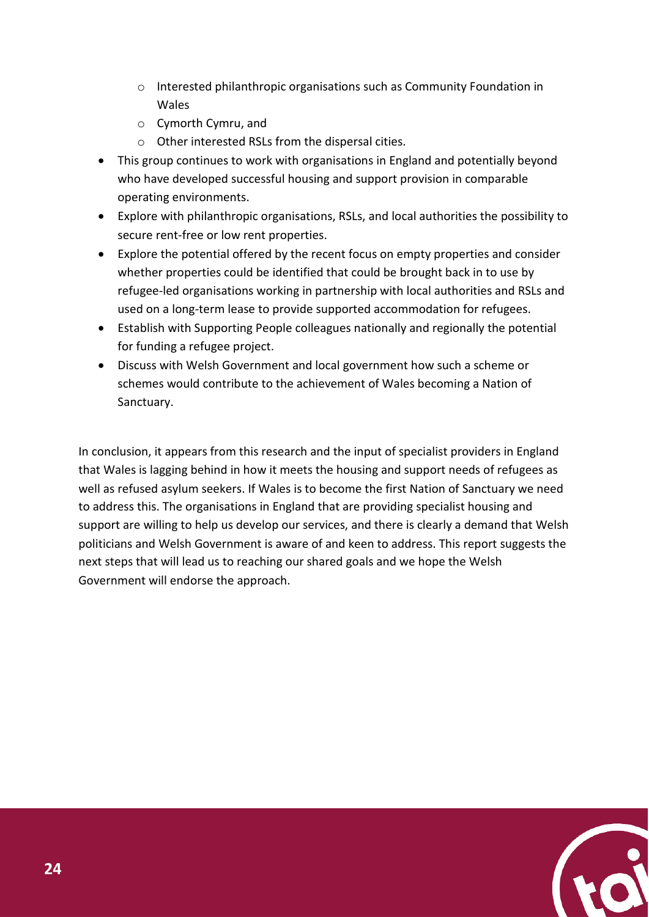- Interested philanthropic organisations such as Community Foundation in Wales
  - Cymorth Cymru, and
  - Other interested RSLs from the dispersal cities.
- This group continues to work with organisations in England and potentially beyond who have developed successful housing and support provision in comparable operating environments.
- Explore with philanthropic organisations, RSLs, and local authorities the possibility to secure rent-free or low rent properties.
- Explore the potential offered by the recent focus on empty properties and consider whether properties could be identified that could be brought back in to use by refugee-led organisations working in partnership with local authorities and RSLs and used on a long-term lease to provide supported accommodation for refugees.
- Establish with Supporting People colleagues nationally and regionally the potential for funding a refugee project.
- Discuss with Welsh Government and local government how such a scheme or schemes would contribute to the achievement of Wales becoming a Nation of Sanctuary.

In conclusion, it appears from this research and the input of specialist providers in England that Wales is lagging behind in how it meets the housing and support needs of refugees as well as refused asylum seekers. If Wales is to become the first Nation of Sanctuary we need to address this. The organisations in England that are providing specialist housing and support are willing to help us develop our services, and there is clearly a demand that Welsh politicians and Welsh Government is aware of and keen to address. This report suggests the next steps that will lead us to reaching our shared goals and we hope the Welsh Government will endorse the approach.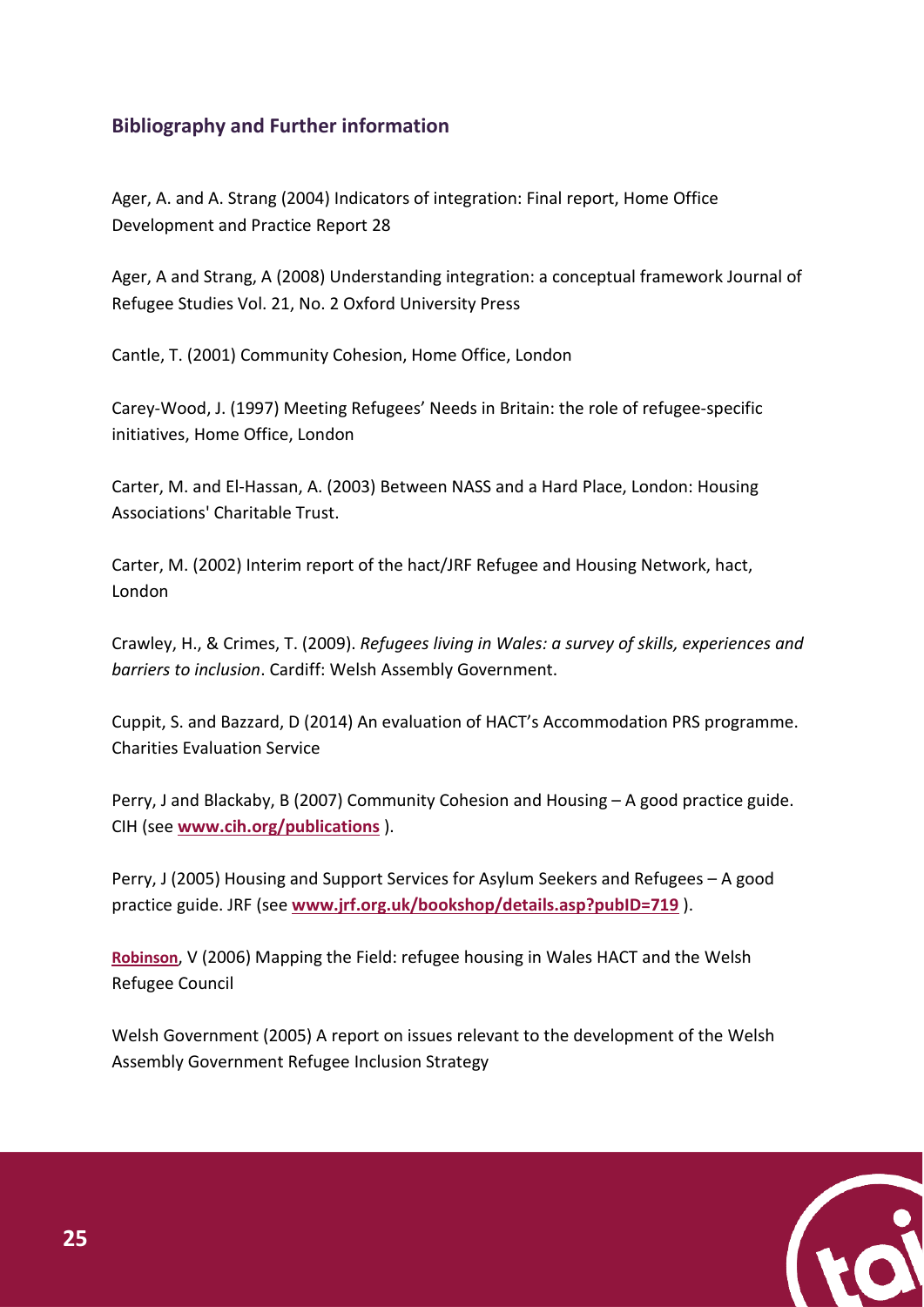## Bibliography and Further information

Ager, A. and A. Strang (2004) Indicators of integration: Final report, Home Office Development and Practice Report 28

Ager, A and Strang, A (2008) Understanding integration: a conceptual framework Journal of Refugee Studies Vol. 21, No. 2 Oxford University Press

Cantle, T. (2001) Community Cohesion, Home Office, London

Carey-Wood, J. (1997) Meeting Refugees' Needs in Britain: the role of refugee-specific initiatives, Home Office, London

Carter, M. and El-Hassan, A. (2003) Between NASS and a Hard Place, London: Housing Associations' Charitable Trust.

Carter, M. (2002) Interim report of the hact/JRF Refugee and Housing Network, hact, London

Crawley, H., & Crimes, T. (2009). *Refugees living in Wales: a survey of skills, experiences and barriers to inclusion*. Cardiff: Welsh Assembly Government.

Cuppit, S. and Bazzard, D (2014) An evaluation of HACT's Accommodation PRS programme. Charities Evaluation Service

Perry, J and Blackaby, B (2007) Community Cohesion and Housing – A good practice guide. CIH (see **www.cih.org/publications** ).

Perry, J (2005) Housing and Support Services for Asylum Seekers and Refugees – A good practice guide. JRF (see **www.jrf.org.uk/bookshop/details.asp?pubID=719** ).

**Robinson**, V (2006) Mapping the Field: refugee housing in Wales HACT and the Welsh Refugee Council

Welsh Government (2005) A report on issues relevant to the development of the Welsh Assembly Government Refugee Inclusion Strategy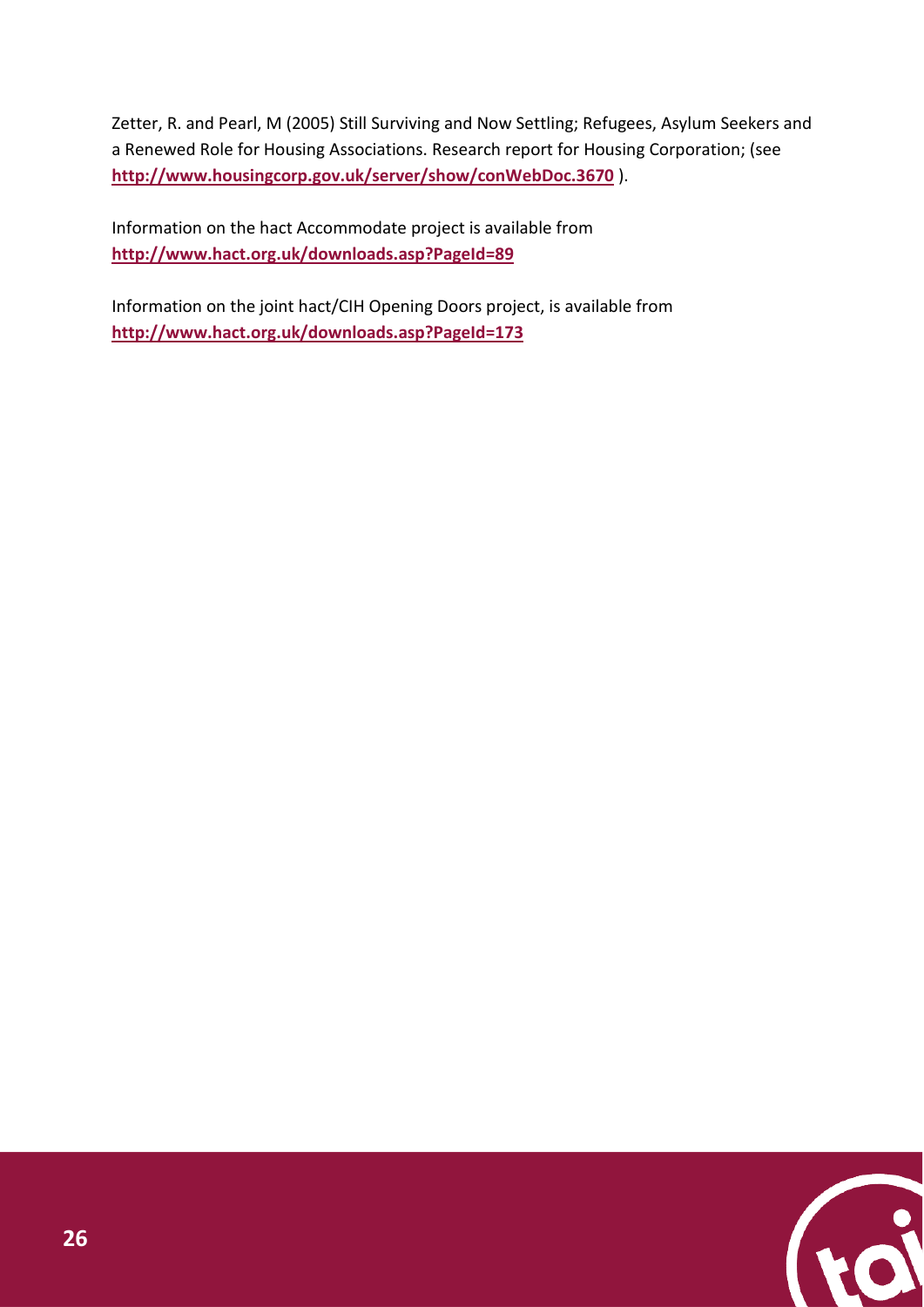Zetter, R. and Pearl, M (2005) Still Surviving and Now Settling; Refugees, Asylum Seekers and a Renewed Role for Housing Associations. Research report for Housing Corporation; (see **http://www.housingcorp.gov.uk/server/show/conWebDoc.3670** ).

Information on the hact Accommodate project is available from **http://www.hact.org.uk/downloads.asp?PageId=89**

Information on the joint hact/CIH Opening Doors project, is available from **http://www.hact.org.uk/downloads.asp?PageId=173**